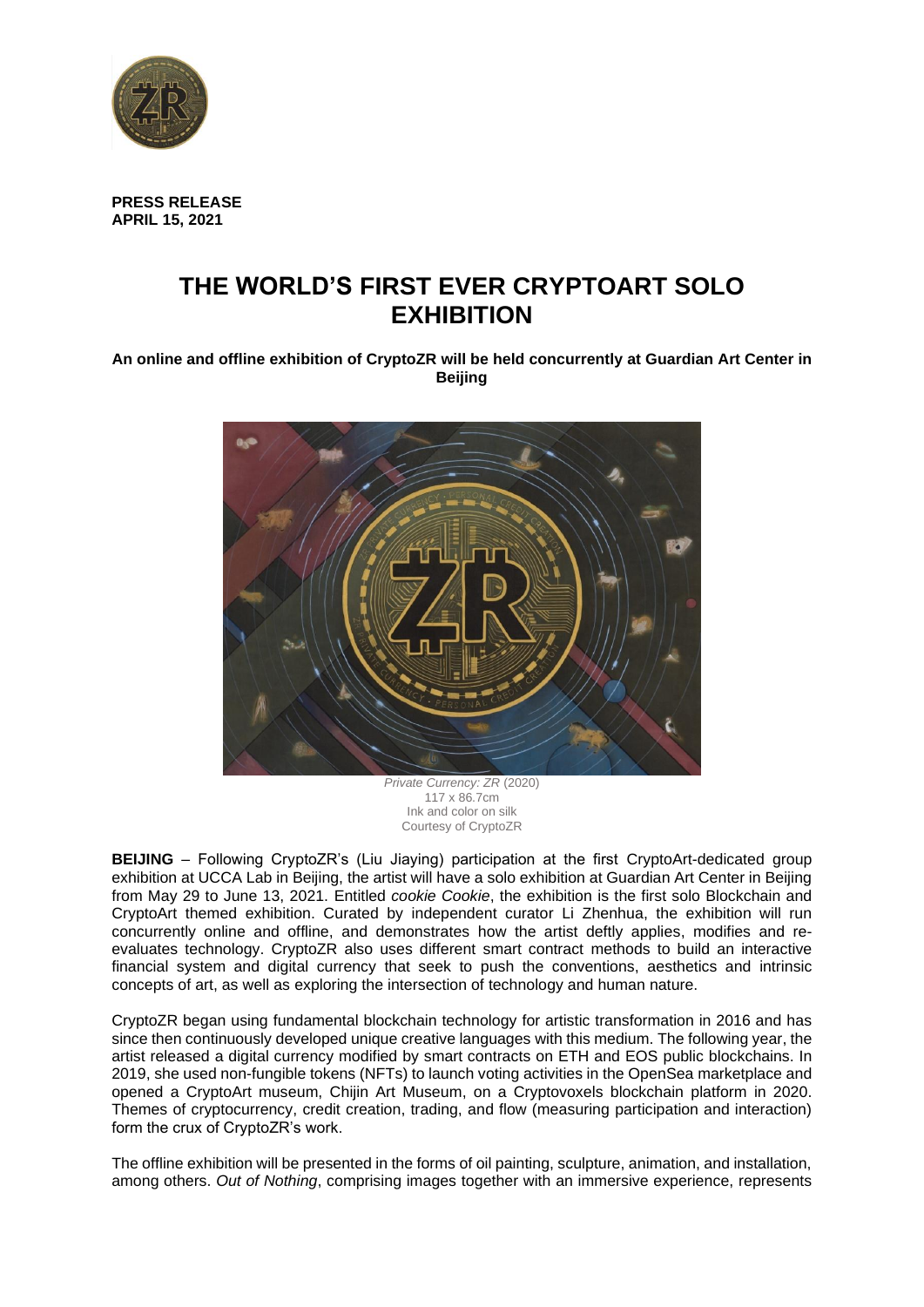**PRESS RELEASE**
**APRIL 15, 2021**

# THE WORLD'S FIRST EVER CRYPTOART SOLO EXHIBITION

**An online and offline exhibition of CryptoZR will be held concurrently at Guardian Art Center in Beijing**

*Private Currency: ZR* (2020)
117 x 86.7cm
Ink and color on silk
Courtesy of CryptoZR

**BEIJING** – Following CryptoZR's (Liu Jiaying) participation at the first CryptoArt-dedicated group exhibition at UCCA Lab in Beijing, the artist will have a solo exhibition at Guardian Art Center in Beijing from May 29 to June 13, 2021. Entitled *cookie Cookie*, the exhibition is the first solo Blockchain and CryptoArt themed exhibition. Curated by independent curator Li Zhenhua, the exhibition will run concurrently online and offline, and demonstrates how the artist deftly applies, modifies and re-evaluates technology. CryptoZR also uses different smart contract methods to build an interactive financial system and digital currency that seek to push the conventions, aesthetics and intrinsic concepts of art, as well as exploring the intersection of technology and human nature.

CryptoZR began using fundamental blockchain technology for artistic transformation in 2016 and has since then continuously developed unique creative languages with this medium. The following year, the artist released a digital currency modified by smart contracts on ETH and EOS public blockchains. In 2019, she used non-fungible tokens (NFTs) to launch voting activities in the OpenSea marketplace and opened a CryptoArt museum, Chijin Art Museum, on a Cryptovoxels blockchain platform in 2020. Themes of cryptocurrency, credit creation, trading, and flow (measuring participation and interaction) form the crux of CryptoZR's work.

The offline exhibition will be presented in the forms of oil painting, sculpture, animation, and installation, among others. *Out of Nothing*, comprising images together with an immersive experience, represents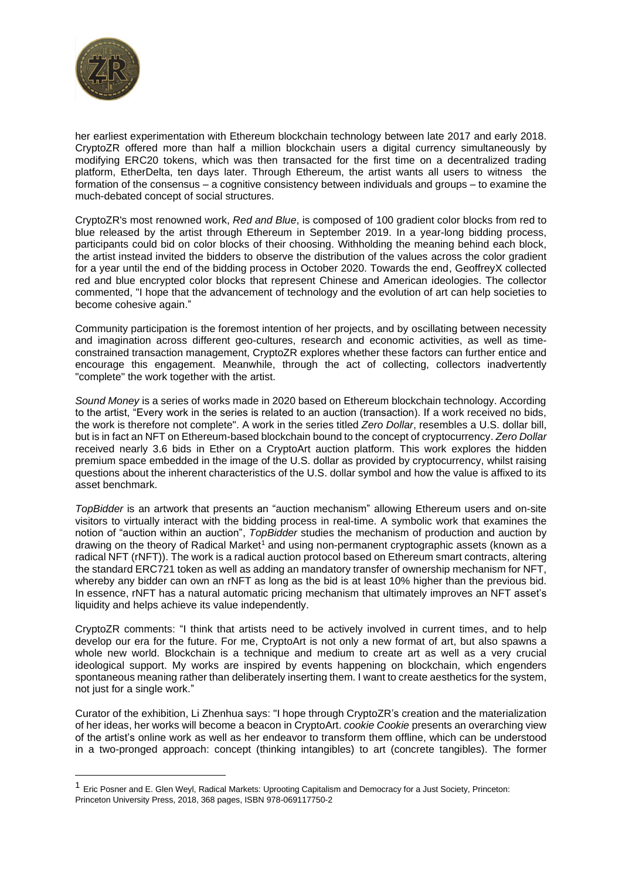her earliest experimentation with Ethereum blockchain technology between late 2017 and early 2018. CryptoZR offered more than half a million blockchain users a digital currency simultaneously by modifying ERC20 tokens, which was then transacted for the first time on a decentralized trading platform, EtherDelta, ten days later. Through Ethereum, the artist wants all users to witness the formation of the consensus – a cognitive consistency between individuals and groups – to examine the much-debated concept of social structures.

CryptoZR's most renowned work, *Red and Blue*, is composed of 100 gradient color blocks from red to blue released by the artist through Ethereum in September 2019. In a year-long bidding process, participants could bid on color blocks of their choosing. Withholding the meaning behind each block, the artist instead invited the bidders to observe the distribution of the values across the color gradient for a year until the end of the bidding process in October 2020. Towards the end, GeoffreyX collected red and blue encrypted color blocks that represent Chinese and American ideologies. The collector commented, "I hope that the advancement of technology and the evolution of art can help societies to become cohesive again."

Community participation is the foremost intention of her projects, and by oscillating between necessity and imagination across different geo-cultures, research and economic activities, as well as time-constrained transaction management, CryptoZR explores whether these factors can further entice and encourage this engagement. Meanwhile, through the act of collecting, collectors inadvertently "complete" the work together with the artist.

*Sound Money* is a series of works made in 2020 based on Ethereum blockchain technology. According to the artist, "Every work in the series is related to an auction (transaction). If a work received no bids, the work is therefore not complete". A work in the series titled *Zero Dollar*, resembles a U.S. dollar bill, but is in fact an NFT on Ethereum-based blockchain bound to the concept of cryptocurrency. *Zero Dollar* received nearly 3.6 bids in Ether on a CryptoArt auction platform. This work explores the hidden premium space embedded in the image of the U.S. dollar as provided by cryptocurrency, whilst raising questions about the inherent characteristics of the U.S. dollar symbol and how the value is affixed to its asset benchmark.

*TopBidder* is an artwork that presents an "auction mechanism" allowing Ethereum users and on-site visitors to virtually interact with the bidding process in real-time. A symbolic work that examines the notion of "auction within an auction", *TopBidder* studies the mechanism of production and auction by drawing on the theory of Radical Market[1] and using non-permanent cryptographic assets (known as a radical NFT (rNFT)). The work is a radical auction protocol based on Ethereum smart contracts, altering the standard ERC721 token as well as adding an mandatory transfer of ownership mechanism for NFT, whereby any bidder can own an rNFT as long as the bid is at least 10% higher than the previous bid. In essence, rNFT has a natural automatic pricing mechanism that ultimately improves an NFT asset's liquidity and helps achieve its value independently.

CryptoZR comments: "I think that artists need to be actively involved in current times, and to help develop our era for the future. For me, CryptoArt is not only a new format of art, but also spawns a whole new world. Blockchain is a technique and medium to create art as well as a very crucial ideological support. My works are inspired by events happening on blockchain, which engenders spontaneous meaning rather than deliberately inserting them. I want to create aesthetics for the system, not just for a single work."

Curator of the exhibition, Li Zhenhua says: "I hope through CryptoZR's creation and the materialization of her ideas, her works will become a beacon in CryptoArt. *cookie Cookie* presents an overarching view of the artist's online work as well as her endeavor to transform them offline, which can be understood in a two-pronged approach: concept (thinking intangibles) to art (concrete tangibles). The former

---

[1] Eric Posner and E. Glen Weyl, Radical Markets: Uprooting Capitalism and Democracy for a Just Society, Princeton: Princeton University Press, 2018, 368 pages, ISBN 978-069117750-2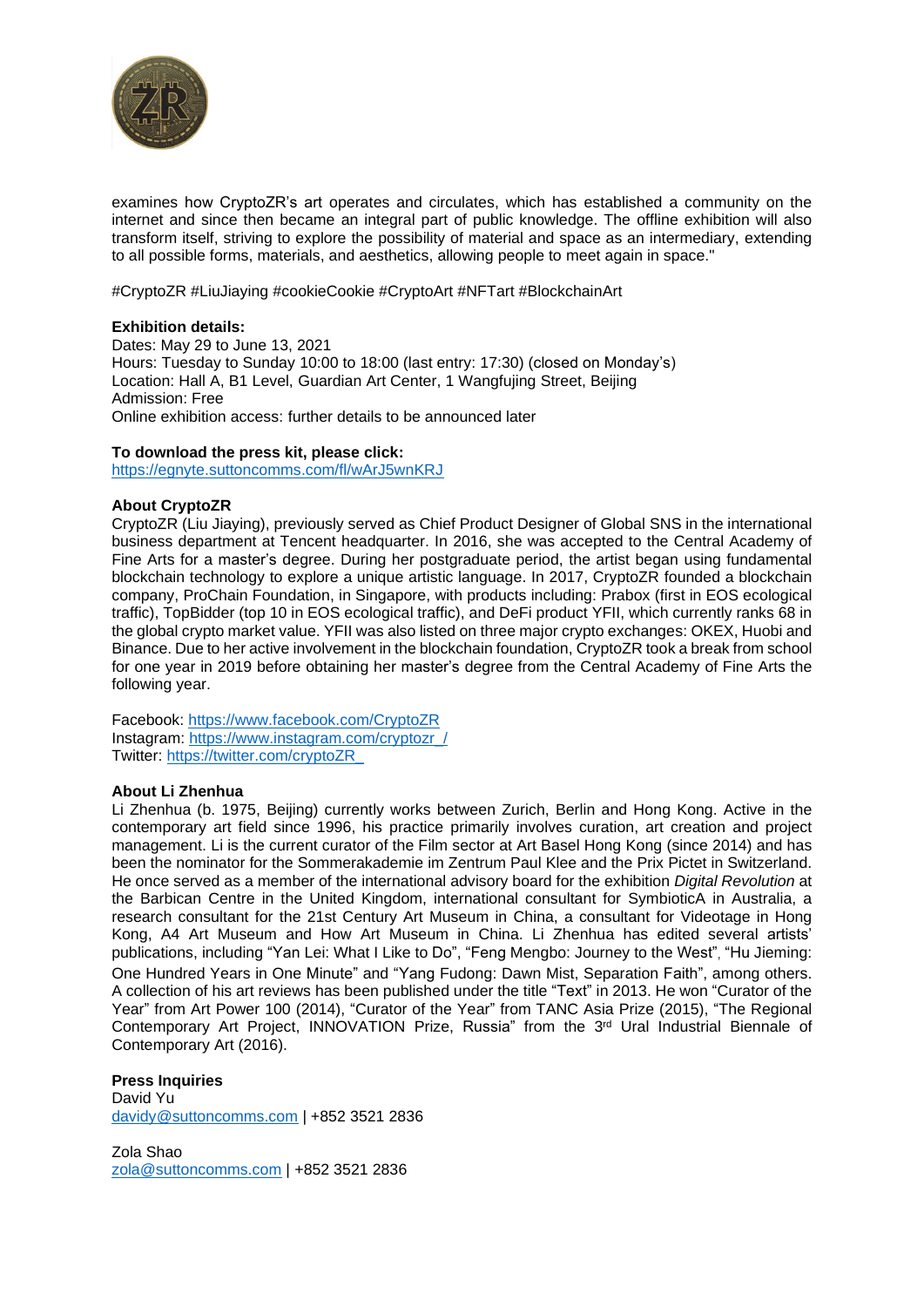examines how CryptoZR's art operates and circulates, which has established a community on the internet and since then became an integral part of public knowledge. The offline exhibition will also transform itself, striving to explore the possibility of material and space as an intermediary, extending to all possible forms, materials, and aesthetics, allowing people to meet again in space."

#CryptoZR #LiuJiaying #cookieCookie #CryptoArt #NFTart #BlockchainArt

**Exhibition details:**
Dates: May 29 to June 13, 2021
Hours: Tuesday to Sunday 10:00 to 18:00 (last entry: 17:30) (closed on Monday's)
Location: Hall A, B1 Level, Guardian Art Center, 1 Wangfujing Street, Beijing
Admission: Free
Online exhibition access: further details to be announced later

**To download the press kit, please click:**
https://egnyte.suttoncomms.com/fl/wArJ5wnKRJ

**About CryptoZR**
CryptoZR (Liu Jiaying), previously served as Chief Product Designer of Global SNS in the international business department at Tencent headquarter. In 2016, she was accepted to the Central Academy of Fine Arts for a master's degree. During her postgraduate period, the artist began using fundamental blockchain technology to explore a unique artistic language. In 2017, CryptoZR founded a blockchain company, ProChain Foundation, in Singapore, with products including: Prabox (first in EOS ecological traffic), TopBidder (top 10 in EOS ecological traffic), and DeFi product YFII, which currently ranks 68 in the global crypto market value. YFII was also listed on three major crypto exchanges: OKEX, Huobi and Binance. Due to her active involvement in the blockchain foundation, CryptoZR took a break from school for one year in 2019 before obtaining her master's degree from the Central Academy of Fine Arts the following year.

Facebook: https://www.facebook.com/CryptoZR
Instagram: https://www.instagram.com/cryptozr_/
Twitter: https://twitter.com/cryptoZR_

**About Li Zhenhua**
Li Zhenhua (b. 1975, Beijing) currently works between Zurich, Berlin and Hong Kong. Active in the contemporary art field since 1996, his practice primarily involves curation, art creation and project management. Li is the current curator of the Film sector at Art Basel Hong Kong (since 2014) and has been the nominator for the Sommerakademie im Zentrum Paul Klee and the Prix Pictet in Switzerland. He once served as a member of the international advisory board for the exhibition *Digital Revolution* at the Barbican Centre in the United Kingdom, international consultant for SymbioticA in Australia, a research consultant for the 21st Century Art Museum in China, a consultant for Videotage in Hong Kong, A4 Art Museum and How Art Museum in China. Li Zhenhua has edited several artists' publications, including "Yan Lei: What I Like to Do", "Feng Mengbo: Journey to the West", "Hu Jieming: One Hundred Years in One Minute" and "Yang Fudong: Dawn Mist, Separation Faith", among others. A collection of his art reviews has been published under the title "Text" in 2013. He won "Curator of the Year" from Art Power 100 (2014), "Curator of the Year" from TANC Asia Prize (2015), "The Regional Contemporary Art Project, INNOVATION Prize, Russia" from the 3rd Ural Industrial Biennale of Contemporary Art (2016).

**Press Inquiries**
David Yu
davidy@suttoncomms.com | +852 3521 2836

Zola Shao
zola@suttoncomms.com | +852 3521 2836